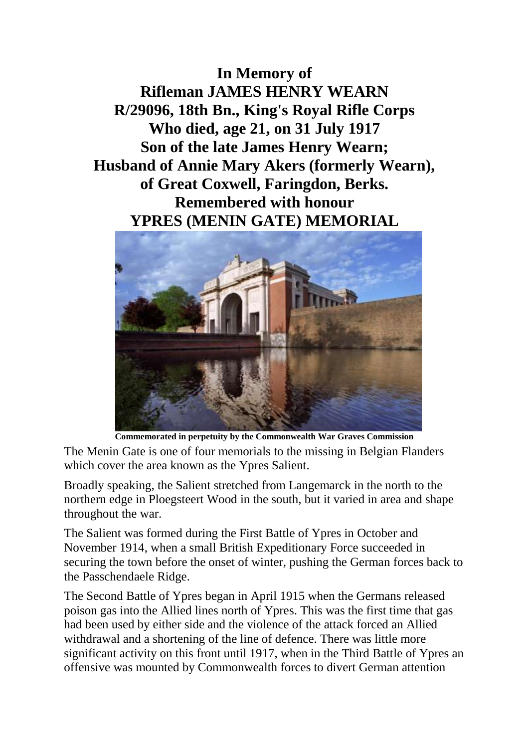**In Memory of**
**Rifleman JAMES HENRY WEARN**
**R/29096, 18th Bn., King's Royal Rifle Corps**
**Who died, age 21, on 31 July 1917**
**Son of the late James Henry Wearn;**
**Husband of Annie Mary Akers (formerly Wearn),**
**of Great Coxwell, Faringdon, Berks.**
**Remembered with honour**
**YPRES (MENIN GATE) MEMORIAL**

**Commemorated in perpetuity by the Commonwealth War Graves Commission**

The Menin Gate is one of four memorials to the missing in Belgian Flanders which cover the area known as the Ypres Salient.

Broadly speaking, the Salient stretched from Langemarck in the north to the northern edge in Ploegsteert Wood in the south, but it varied in area and shape throughout the war.

The Salient was formed during the First Battle of Ypres in October and November 1914, when a small British Expeditionary Force succeeded in securing the town before the onset of winter, pushing the German forces back to the Passchendaele Ridge.

The Second Battle of Ypres began in April 1915 when the Germans released poison gas into the Allied lines north of Ypres. This was the first time that gas had been used by either side and the violence of the attack forced an Allied withdrawal and a shortening of the line of defence. There was little more significant activity on this front until 1917, when in the Third Battle of Ypres an offensive was mounted by Commonwealth forces to divert German attention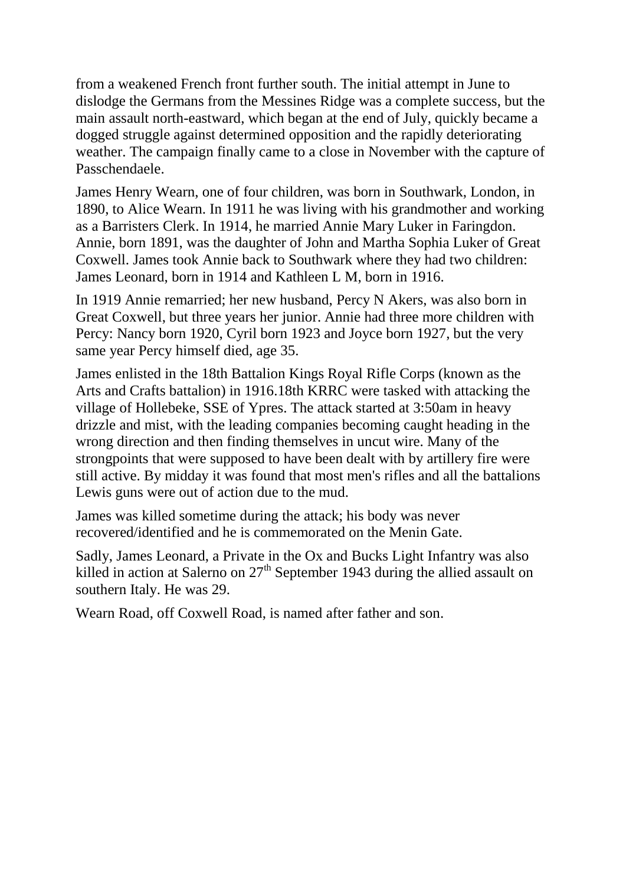from a weakened French front further south. The initial attempt in June to dislodge the Germans from the Messines Ridge was a complete success, but the main assault north-eastward, which began at the end of July, quickly became a dogged struggle against determined opposition and the rapidly deteriorating weather. The campaign finally came to a close in November with the capture of Passchendaele.

James Henry Wearn, one of four children, was born in Southwark, London, in 1890, to Alice Wearn. In 1911 he was living with his grandmother and working as a Barristers Clerk. In 1914, he married Annie Mary Luker in Faringdon. Annie, born 1891, was the daughter of John and Martha Sophia Luker of Great Coxwell. James took Annie back to Southwark where they had two children: James Leonard, born in 1914 and Kathleen L M, born in 1916.

In 1919 Annie remarried; her new husband, Percy N Akers, was also born in Great Coxwell, but three years her junior. Annie had three more children with Percy: Nancy born 1920, Cyril born 1923 and Joyce born 1927, but the very same year Percy himself died, age 35.

James enlisted in the 18th Battalion Kings Royal Rifle Corps (known as the Arts and Crafts battalion) in 1916.18th KRRC were tasked with attacking the village of Hollebeke, SSE of Ypres. The attack started at 3:50am in heavy drizzle and mist, with the leading companies becoming caught heading in the wrong direction and then finding themselves in uncut wire. Many of the strongpoints that were supposed to have been dealt with by artillery fire were still active. By midday it was found that most men's rifles and all the battalions Lewis guns were out of action due to the mud.

James was killed sometime during the attack; his body was never recovered/identified and he is commemorated on the Menin Gate.

Sadly, James Leonard, a Private in the Ox and Bucks Light Infantry was also killed in action at Salerno on 27th September 1943 during the allied assault on southern Italy. He was 29.

Wearn Road, off Coxwell Road, is named after father and son.